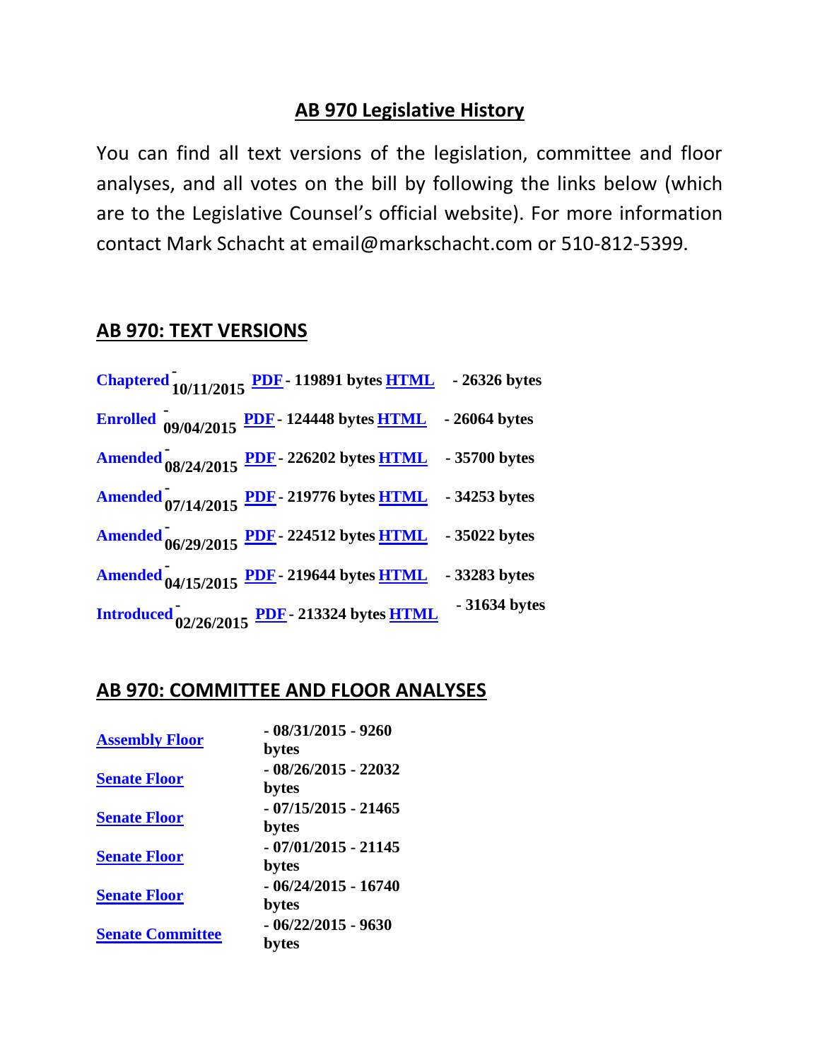# AB 970 Legislative History

You can find all text versions of the legislation, committee and floor analyses, and all votes on the bill by following the links below (which are to the Legislative Counsel's official website). For more information contact Mark Schacht at email@markschacht.com or 510-812-5399.

## AB 970: TEXT VERSIONS

| | | | |
|---|---|---|---|
| **Chaptered** | - 10/11/2015 | **PDF** - 119891 bytes | **HTML** - 26326 bytes |
| **Enrolled** | - 09/04/2015 | **PDF** - 124448 bytes | **HTML** - 26064 bytes |
| **Amended** | - 08/24/2015 | **PDF** - 226202 bytes | **HTML** - 35700 bytes |
| **Amended** | - 07/14/2015 | **PDF** - 219776 bytes | **HTML** - 34253 bytes |
| **Amended** | - 06/29/2015 | **PDF** - 224512 bytes | **HTML** - 35022 bytes |
| **Amended** | - 04/15/2015 | **PDF** - 219644 bytes | **HTML** - 33283 bytes |
| **Introduced** | - 02/26/2015 | **PDF** - 213324 bytes | **HTML** - 31634 bytes |

## AB 970: COMMITTEE AND FLOOR ANALYSES

| | |
|---|---|
| **Assembly Floor** | - 08/31/2015 - 9260 bytes |
| **Senate Floor** | - 08/26/2015 - 22032 bytes |
| **Senate Floor** | - 07/15/2015 - 21465 bytes |
| **Senate Floor** | - 07/01/2015 - 21145 bytes |
| **Senate Floor** | - 06/24/2015 - 16740 bytes |
| **Senate Committee** | - 06/22/2015 - 9630 bytes |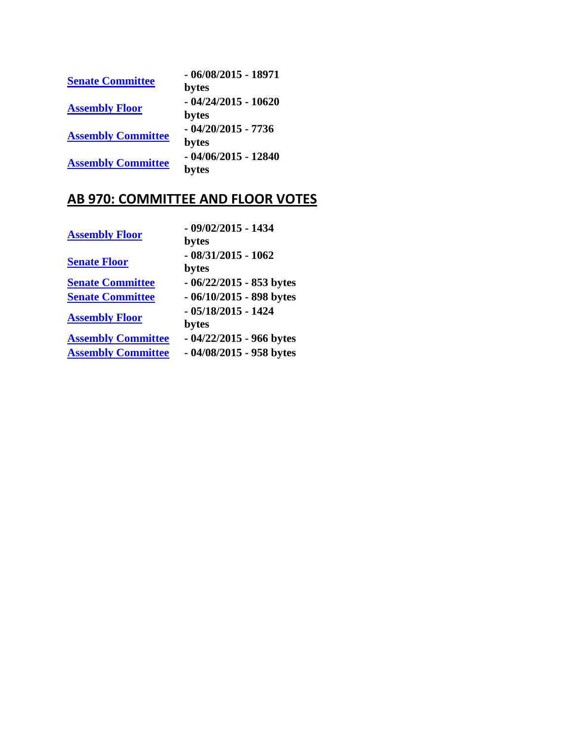| | |
|---|---|
| **Senate Committee** | **- 06/08/2015 - 18971 bytes** |
| **Assembly Floor** | **- 04/24/2015 - 10620 bytes** |
| **Assembly Committee** | **- 04/20/2015 - 7736 bytes** |
| **Assembly Committee** | **- 04/06/2015 - 12840 bytes** |

## AB 970: COMMITTEE AND FLOOR VOTES

| | |
|---|---|
| **Assembly Floor** | **- 09/02/2015 - 1434 bytes** |
| **Senate Floor** | **- 08/31/2015 - 1062 bytes** |
| **Senate Committee** | **- 06/22/2015 - 853 bytes** |
| **Senate Committee** | **- 06/10/2015 - 898 bytes** |
| **Assembly Floor** | **- 05/18/2015 - 1424 bytes** |
| **Assembly Committee** | **- 04/22/2015 - 966 bytes** |
| **Assembly Committee** | **- 04/08/2015 - 958 bytes** |